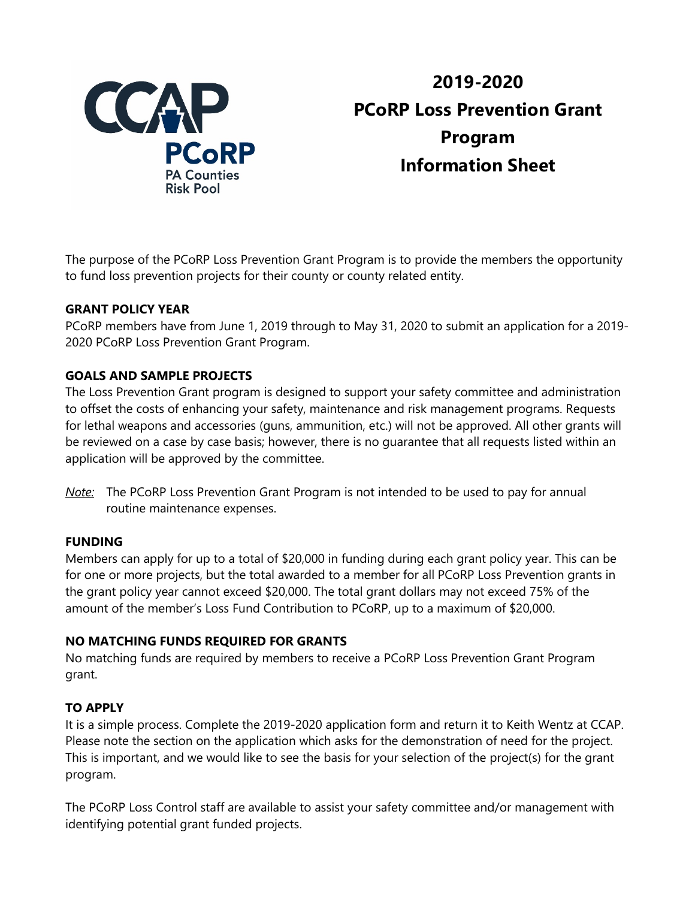# 2019-2020 PCoRP Loss Prevention Grant Program Information Sheet

The purpose of the PCoRP Loss Prevention Grant Program is to provide the members the opportunity to fund loss prevention projects for their county or county related entity.

**GRANT POLICY YEAR**

PCoRP members have from June 1, 2019 through to May 31, 2020 to submit an application for a 2019-2020 PCoRP Loss Prevention Grant Program.

**GOALS AND SAMPLE PROJECTS**

The Loss Prevention Grant program is designed to support your safety committee and administration to offset the costs of enhancing your safety, maintenance and risk management programs. Requests for lethal weapons and accessories (guns, ammunition, etc.) will not be approved. All other grants will be reviewed on a case by case basis; however, there is no guarantee that all requests listed within an application will be approved by the committee.

*Note:* The PCoRP Loss Prevention Grant Program is not intended to be used to pay for annual routine maintenance expenses.

**FUNDING**

Members can apply for up to a total of $20,000 in funding during each grant policy year. This can be for one or more projects, but the total awarded to a member for all PCoRP Loss Prevention grants in the grant policy year cannot exceed $20,000. The total grant dollars may not exceed 75% of the amount of the member's Loss Fund Contribution to PCoRP, up to a maximum of $20,000.

**NO MATCHING FUNDS REQUIRED FOR GRANTS**

No matching funds are required by members to receive a PCoRP Loss Prevention Grant Program grant.

**TO APPLY**

It is a simple process. Complete the 2019-2020 application form and return it to Keith Wentz at CCAP. Please note the section on the application which asks for the demonstration of need for the project. This is important, and we would like to see the basis for your selection of the project(s) for the grant program.

The PCoRP Loss Control staff are available to assist your safety committee and/or management with identifying potential grant funded projects.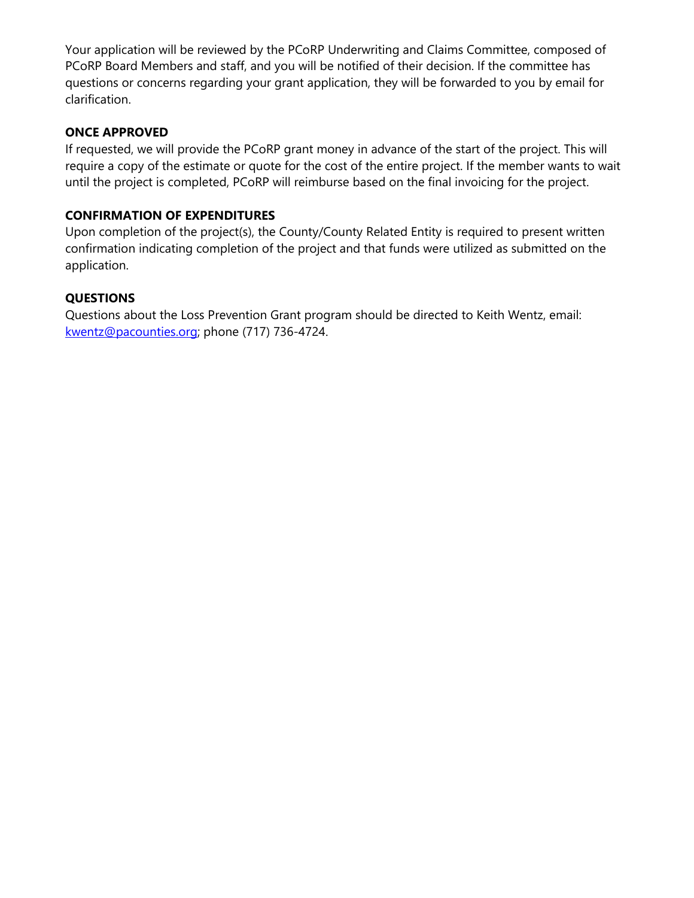Your application will be reviewed by the PCoRP Underwriting and Claims Committee, composed of PCoRP Board Members and staff, and you will be notified of their decision. If the committee has questions or concerns regarding your grant application, they will be forwarded to you by email for clarification.

**ONCE APPROVED**

If requested, we will provide the PCoRP grant money in advance of the start of the project. This will require a copy of the estimate or quote for the cost of the entire project. If the member wants to wait until the project is completed, PCoRP will reimburse based on the final invoicing for the project.

**CONFIRMATION OF EXPENDITURES**

Upon completion of the project(s), the County/County Related Entity is required to present written confirmation indicating completion of the project and that funds were utilized as submitted on the application.

**QUESTIONS**

Questions about the Loss Prevention Grant program should be directed to Keith Wentz, email: kwentz@pacounties.org; phone (717) 736-4724.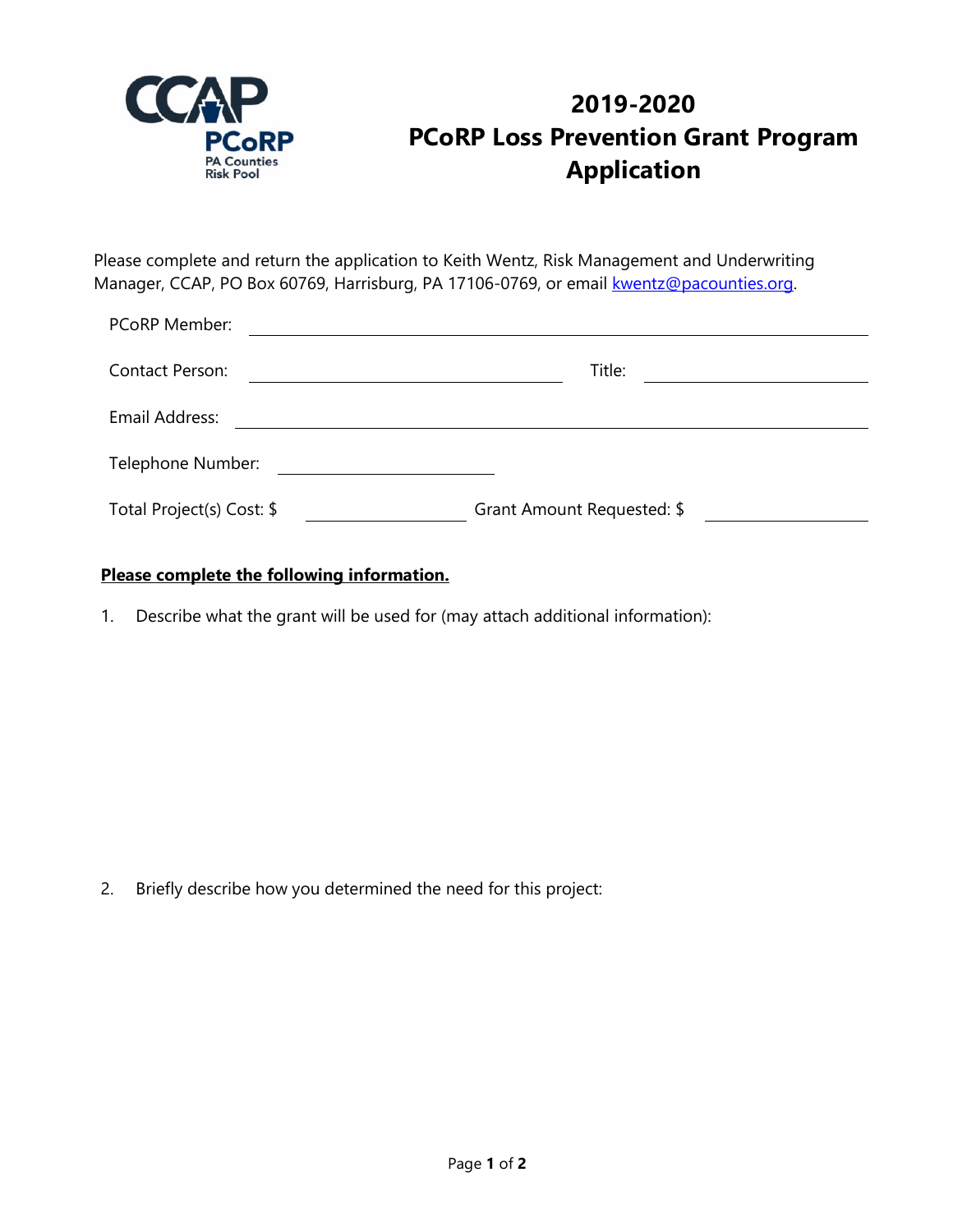CCAP

PCoRP

PA Counties Risk Pool

# 2019-2020 PCoRP Loss Prevention Grant Program Application

Please complete and return the application to Keith Wentz, Risk Management and Underwriting Manager, CCAP, PO Box 60769, Harrisburg, PA 17106-0769, or email kwentz@pacounties.org.

PCoRP Member: ______________________________

Contact Person: ____________________ Title: ____________________

Email Address: ______________________________

Telephone Number: ____________________

Total Project(s) Cost: $ ____________ Grant Amount Requested: $ ____________

**Please complete the following information.**

1. Describe what the grant will be used for (may attach additional information):

2. Briefly describe how you determined the need for this project: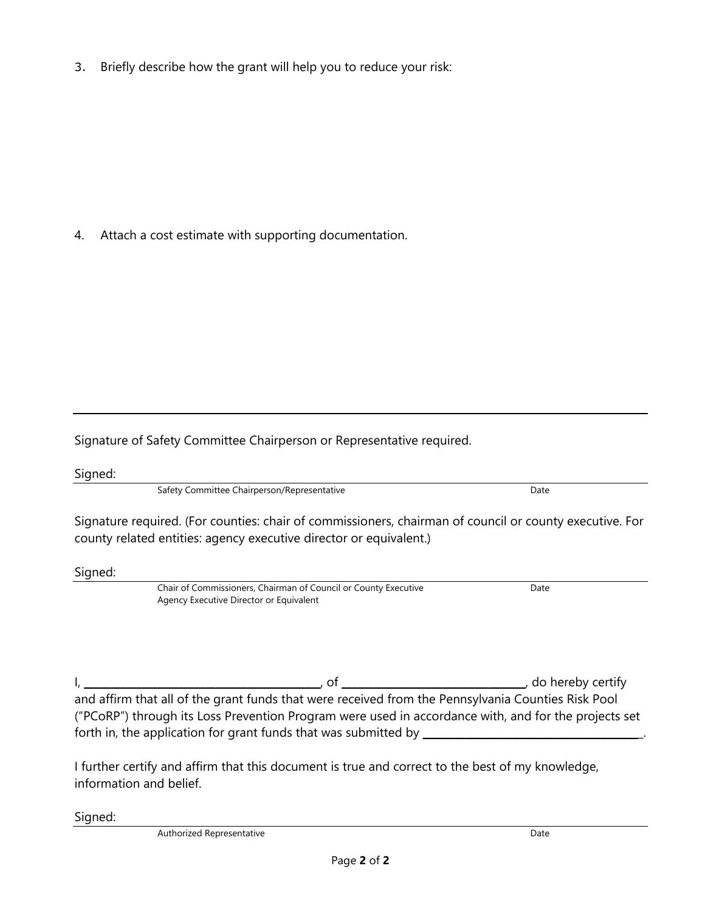3. Briefly describe how the grant will help you to reduce your risk:

4. Attach a cost estimate with supporting documentation.

---

Signature of Safety Committee Chairperson or Representative required.

Signed: ______________________________________________

Safety Committee Chairperson/Representative Date

Signature required. (For counties: chair of commissioners, chairman of council or county executive. For county related entities: agency executive director or equivalent.)

Signed: ______________________________________________

Chair of Commissioners, Chairman of Council or County Executive Date
Agency Executive Director or Equivalent

I, ______________________________, of ________________________, do hereby certify and affirm that all of the grant funds that were received from the Pennsylvania Counties Risk Pool ("PCoRP") through its Loss Prevention Program were used in accordance with, and for the projects set forth in, the application for grant funds that was submitted by ______________________________.

I further certify and affirm that this document is true and correct to the best of my knowledge, information and belief.

Signed: ______________________________________________

Authorized Representative Date